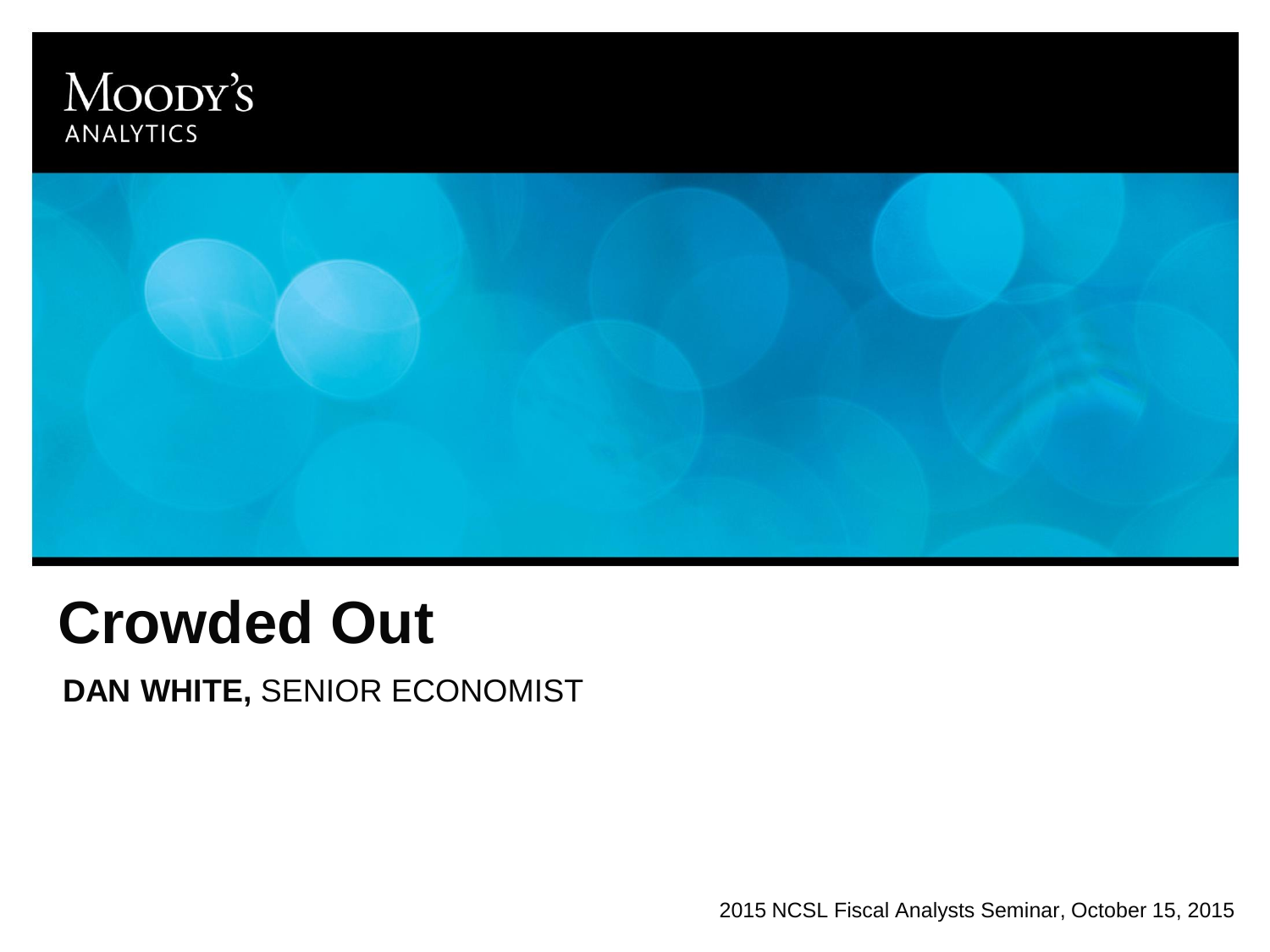Moody's
ANALYTICS

# Crowded Out

**DAN WHITE,** SENIOR ECONOMIST

2015 NCSL Fiscal Analysts Seminar, October 15, 2015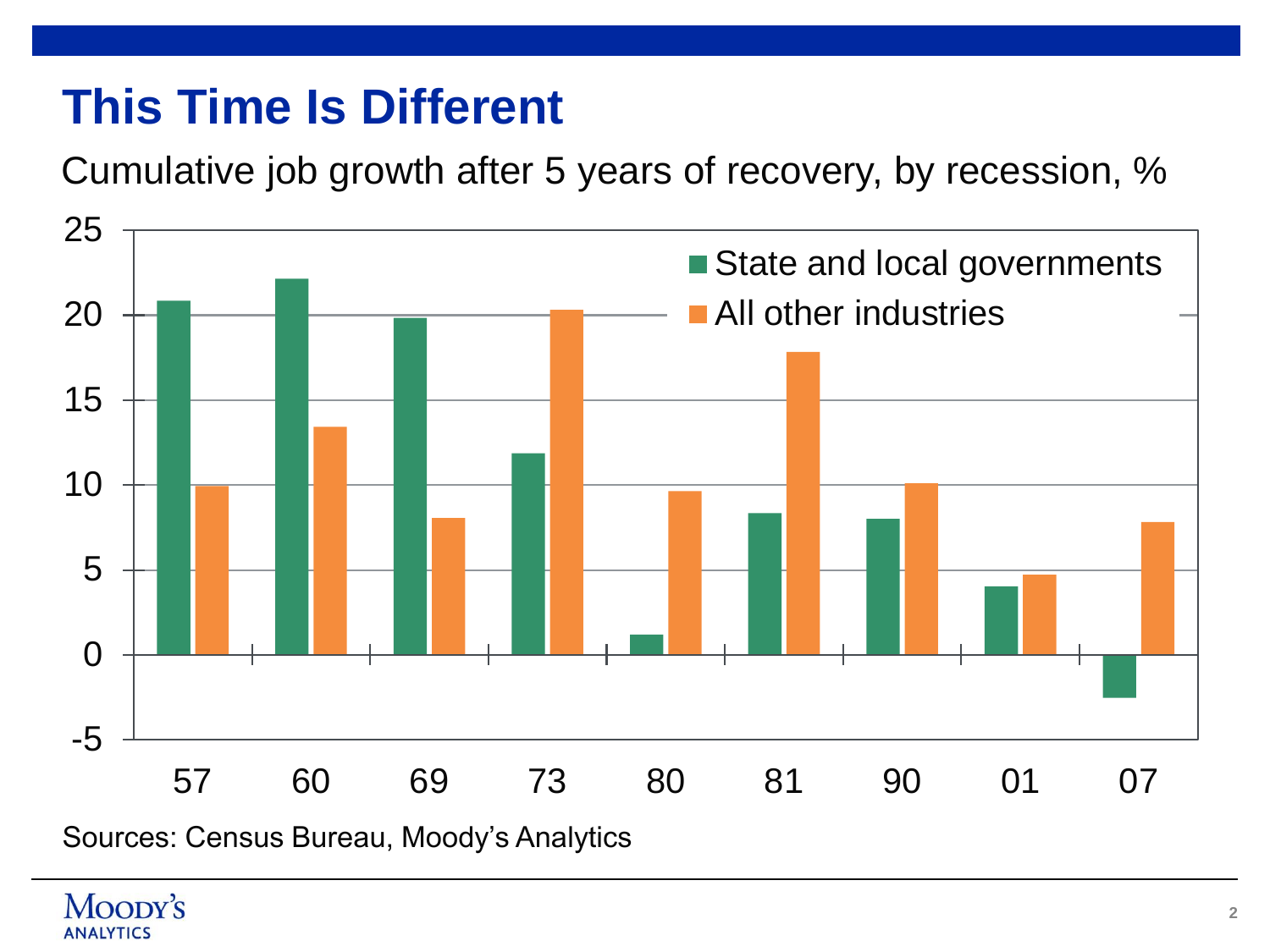# This Time Is Different

Cumulative job growth after 5 years of recovery, by recession, %

| Recession | State and local governments | All other industries |
| --- | --- | --- |
| 57 | 20.8 | 9.9 |
| 60 | 22.1 | 13.4 |
| 69 | 19.8 | 8.1 |
| 73 | 11.8 | 20.3 |
| 80 | 1.2 | 9.6 |
| 81 | 8.3 | 17.8 |
| 90 | 8.0 | 10.1 |
| 01 | 4.0 | 4.7 |
| 07 | -2.5 | 7.8 |

Sources: Census Bureau, Moody's Analytics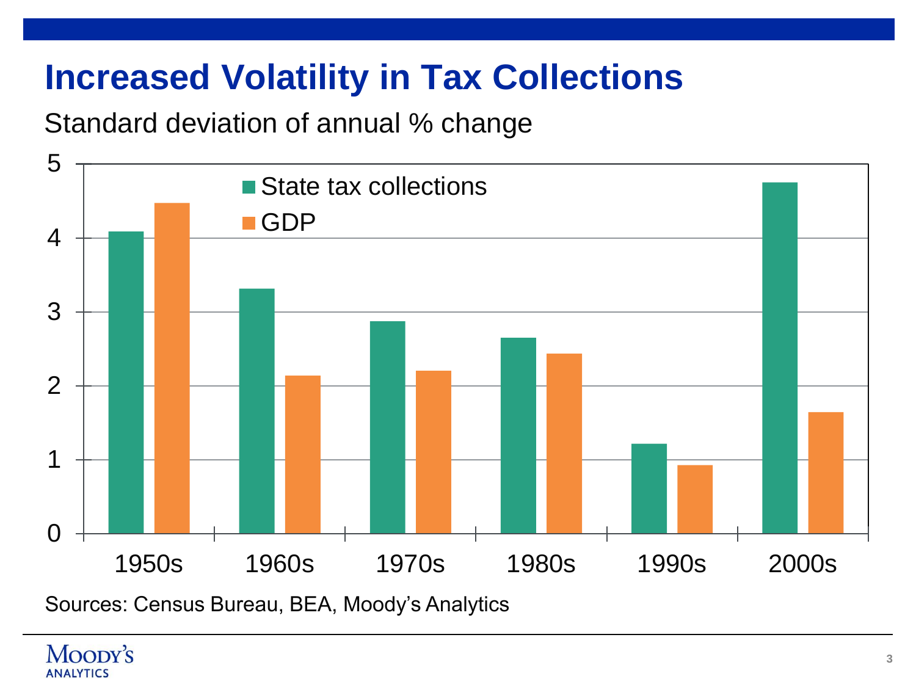# Increased Volatility in Tax Collections

Standard deviation of annual % change

Sources: Census Bureau, BEA, Moody's Analytics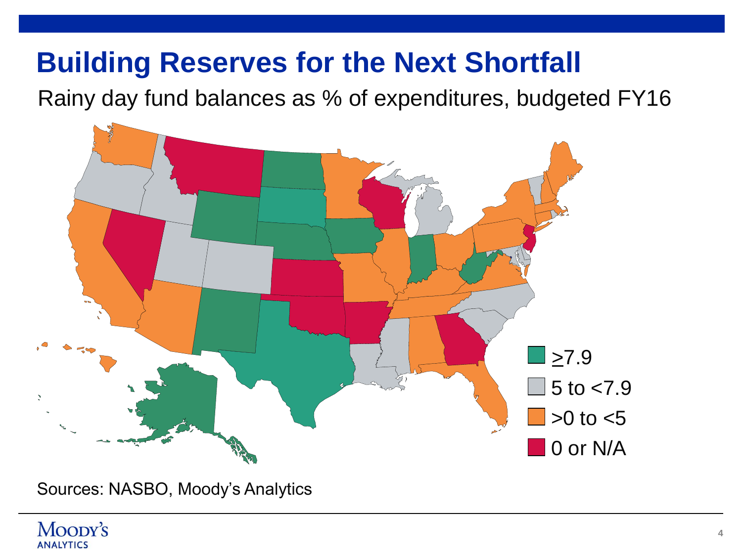# Building Reserves for the Next Shortfall

Rainy day fund balances as % of expenditures, budgeted FY16

- ≥7.9
- 5 to <7.9
- >0 to <5
- 0 or N/A

Sources: NASBO, Moody's Analytics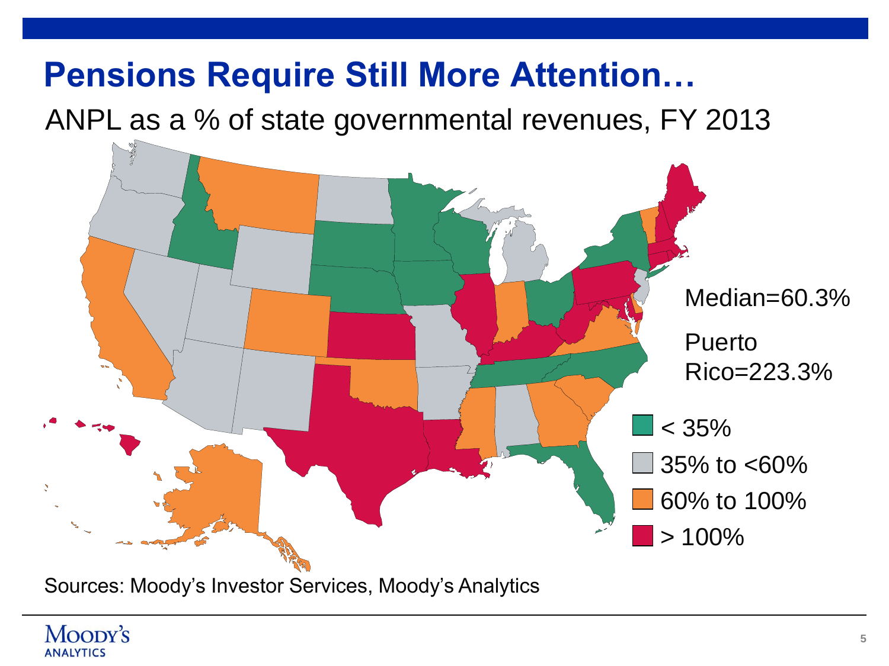# Pensions Require Still More Attention…

ANPL as a % of state governmental revenues, FY 2013

Median=60.3%

Puerto Rico=223.3%

- < 35%
- 35% to <60%
- 60% to 100%
- > 100%

Sources: Moody's Investor Services, Moody's Analytics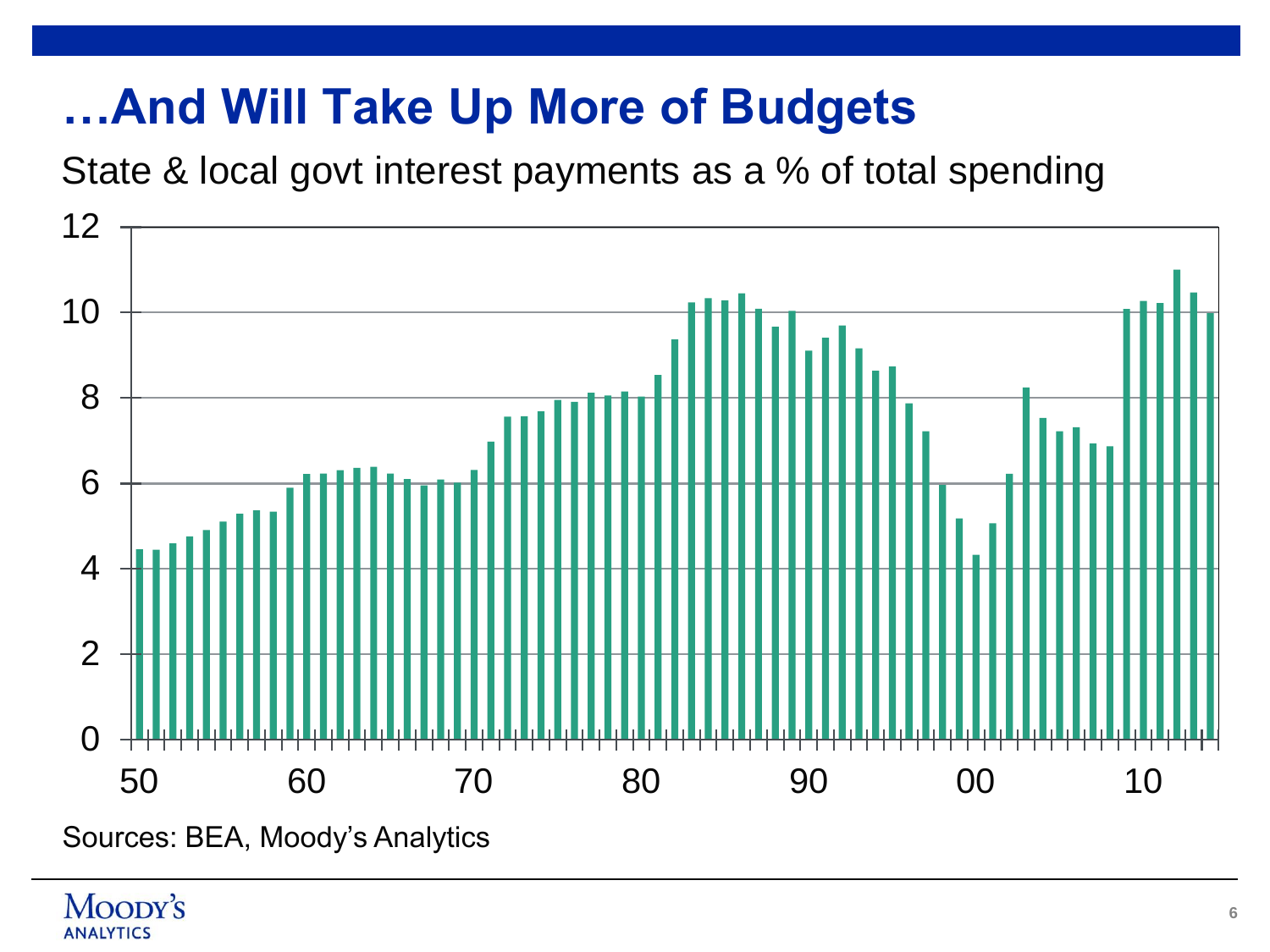# …And Will Take Up More of Budgets

State & local govt interest payments as a % of total spending

Sources: BEA, Moody's Analytics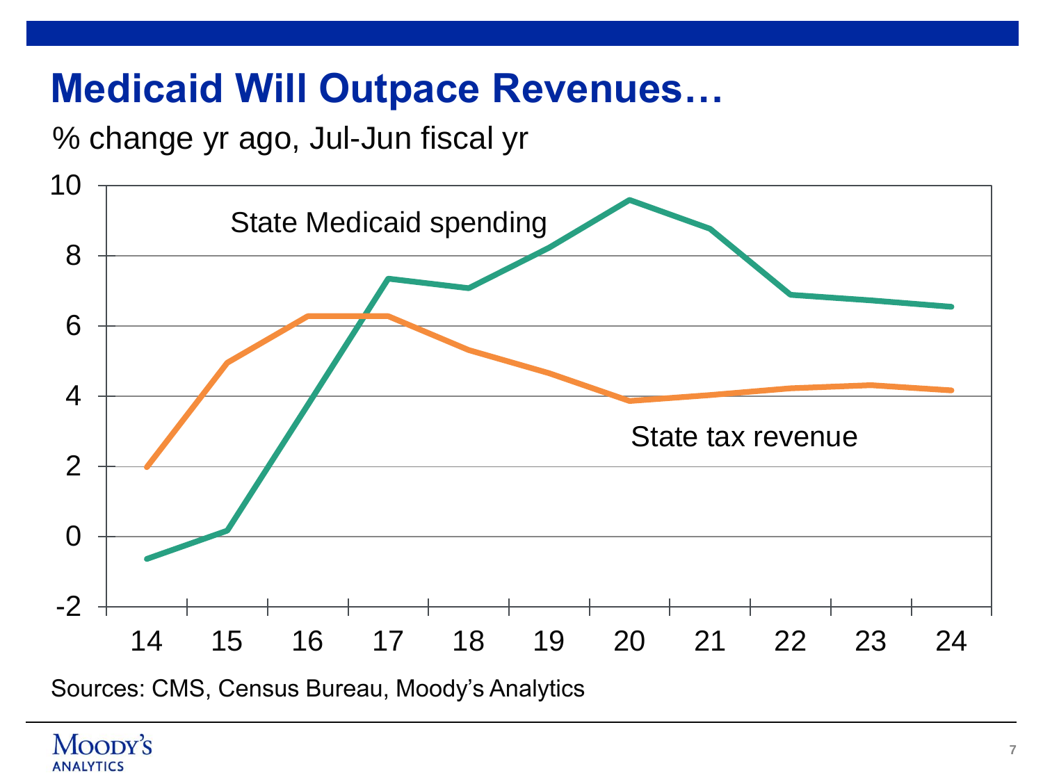# Medicaid Will Outpace Revenues…

% change yr ago, Jul-Jun fiscal yr

State Medicaid spending

State tax revenue

10
8
6
4
2
0
-2

14 15 16 17 18 19 20 21 22 23 24

Sources: CMS, Census Bureau, Moody's Analytics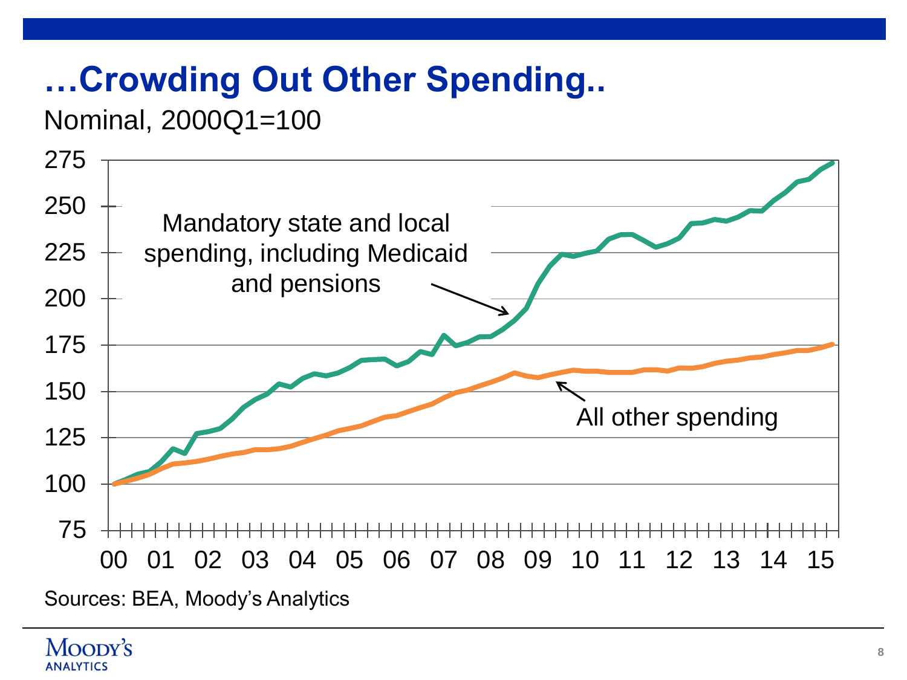# …Crowding Out Other Spending..

Nominal, 2000Q1=100

Sources: BEA, Moody's Analytics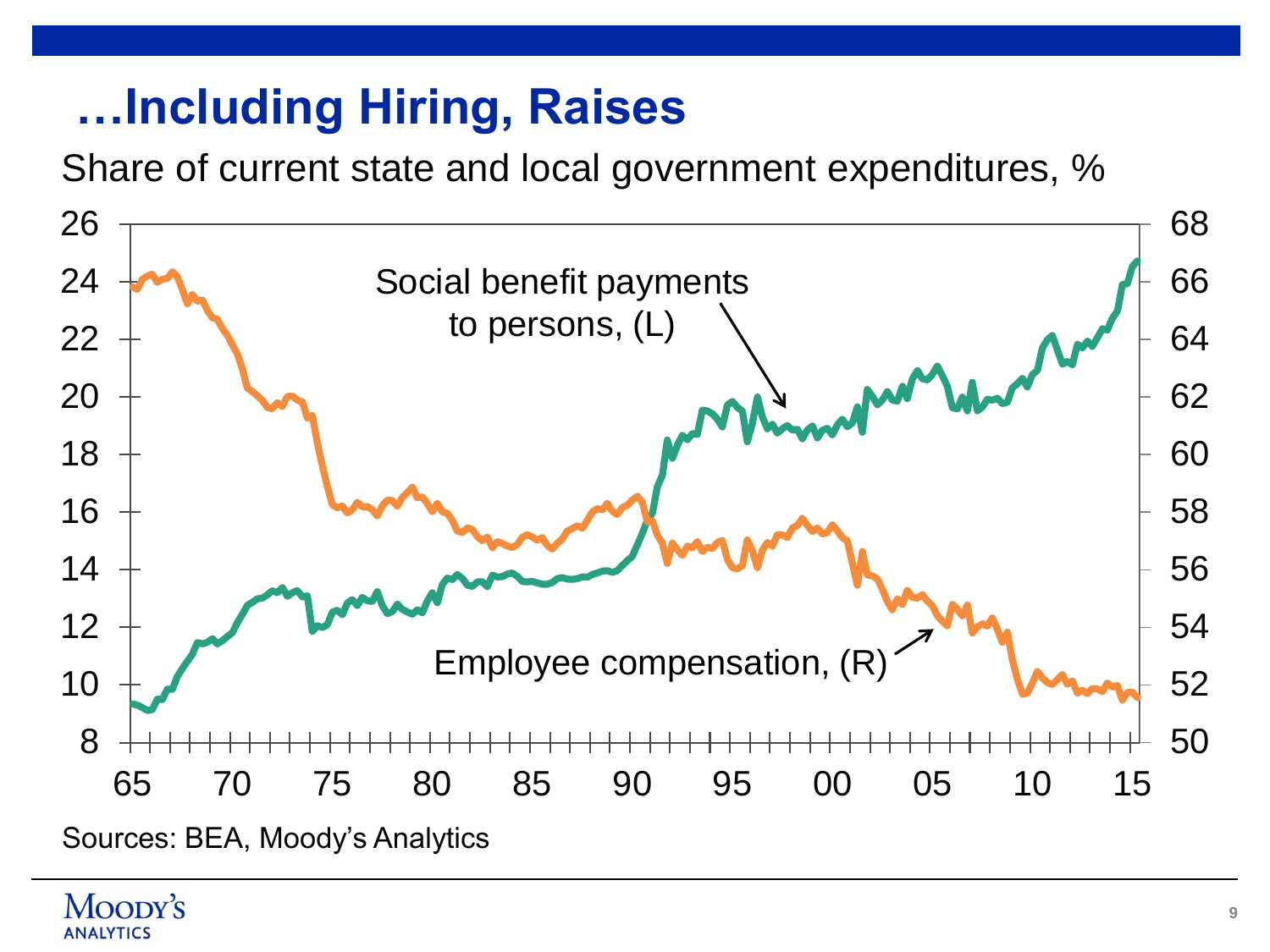# …Including Hiring, Raises

Share of current state and local government expenditures, %

Social benefit payments to persons, (L)

Employee compensation, (R)

Sources: BEA, Moody's Analytics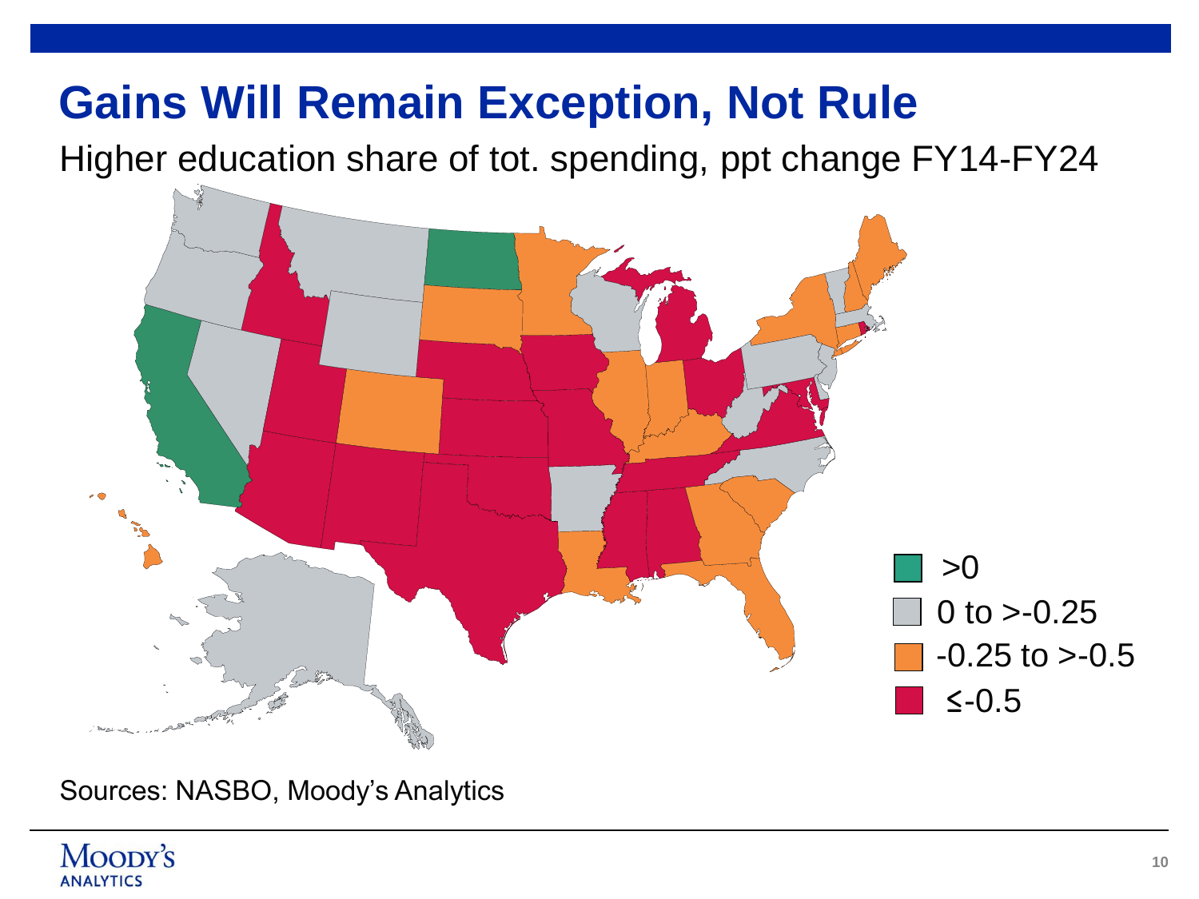# Gains Will Remain Exception, Not Rule

Higher education share of tot. spending, ppt change FY14-FY24

- >0
- 0 to >-0.25
- -0.25 to >-0.5
- ≤-0.5

Sources: NASBO, Moody's Analytics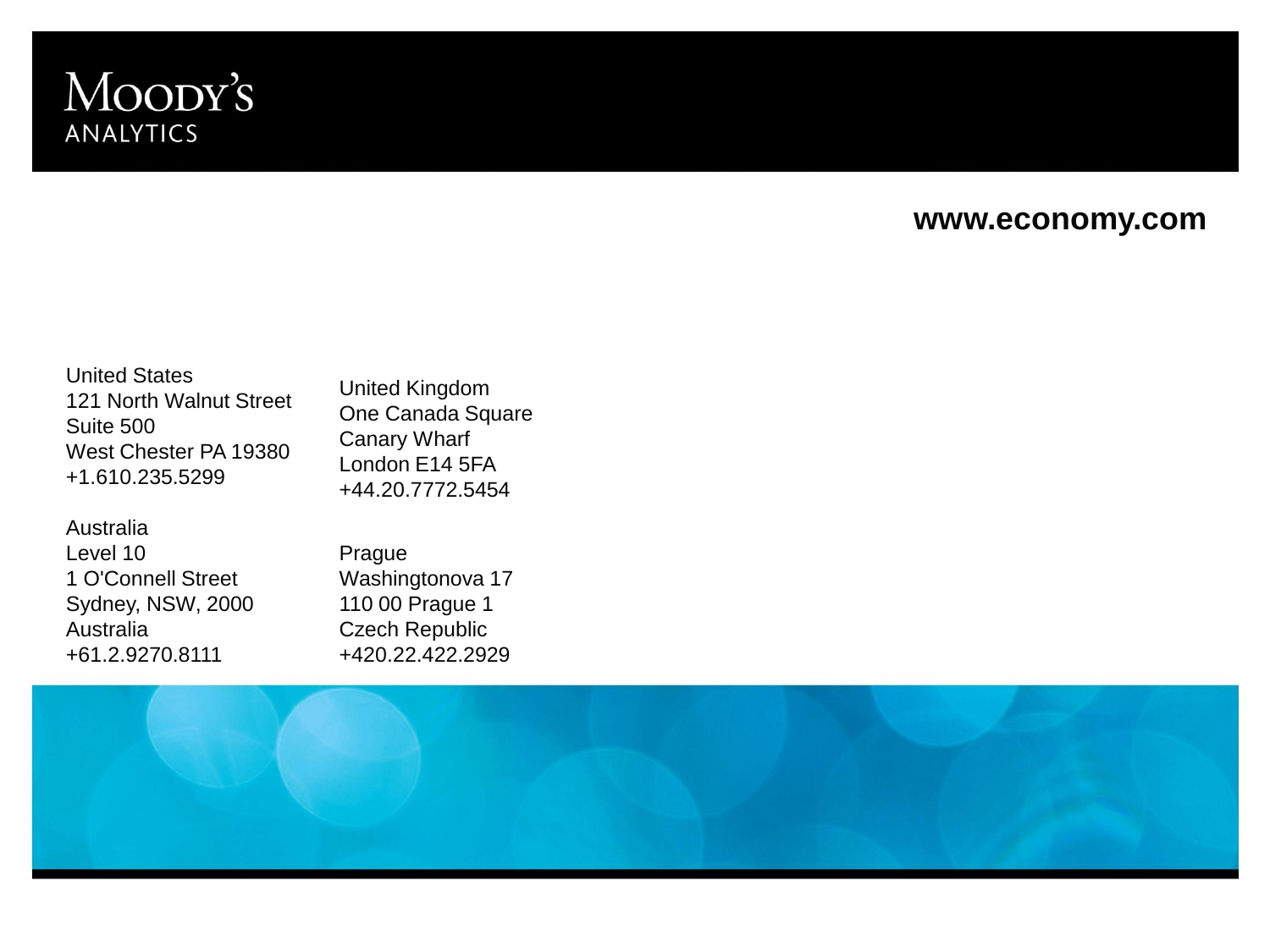Moody's Analytics

**www.economy.com**

United States
121 North Walnut Street
Suite 500
West Chester PA 19380
+1.610.235.5299

United Kingdom
One Canada Square
Canary Wharf
London E14 5FA
+44.20.7772.5454

Australia
Level 10
1 O'Connell Street
Sydney, NSW, 2000
Australia
+61.2.9270.8111

Prague
Washingtonova 17
110 00 Prague 1
Czech Republic
+420.22.422.2929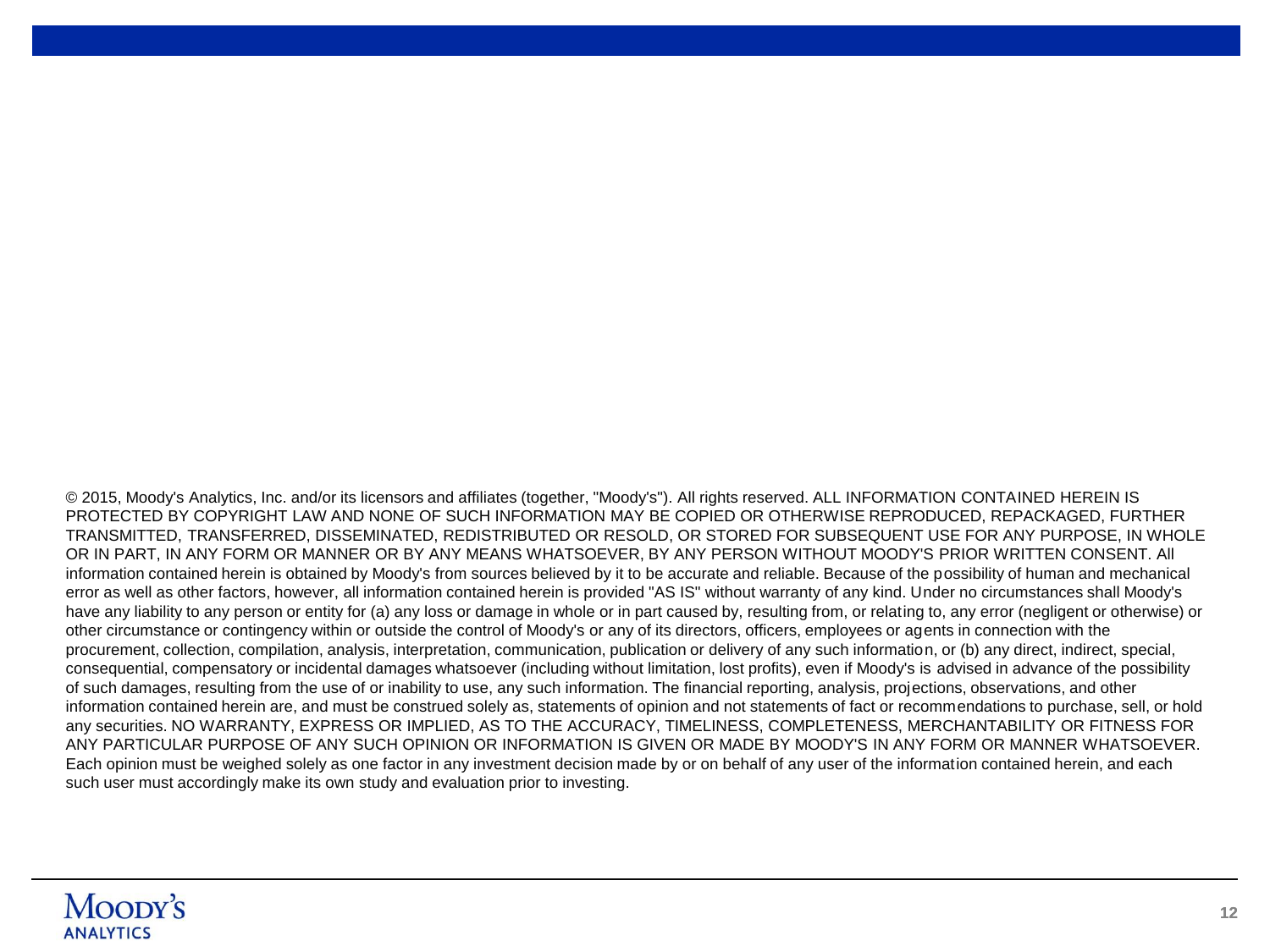© 2015, Moody's Analytics, Inc. and/or its licensors and affiliates (together, "Moody's"). All rights reserved. ALL INFORMATION CONTAINED HEREIN IS PROTECTED BY COPYRIGHT LAW AND NONE OF SUCH INFORMATION MAY BE COPIED OR OTHERWISE REPRODUCED, REPACKAGED, FURTHER TRANSMITTED, TRANSFERRED, DISSEMINATED, REDISTRIBUTED OR RESOLD, OR STORED FOR SUBSEQUENT USE FOR ANY PURPOSE, IN WHOLE OR IN PART, IN ANY FORM OR MANNER OR BY ANY MEANS WHATSOEVER, BY ANY PERSON WITHOUT MOODY'S PRIOR WRITTEN CONSENT. All information contained herein is obtained by Moody's from sources believed by it to be accurate and reliable. Because of the possibility of human and mechanical error as well as other factors, however, all information contained herein is provided "AS IS" without warranty of any kind. Under no circumstances shall Moody's have any liability to any person or entity for (a) any loss or damage in whole or in part caused by, resulting from, or relating to, any error (negligent or otherwise) or other circumstance or contingency within or outside the control of Moody's or any of its directors, officers, employees or agents in connection with the procurement, collection, compilation, analysis, interpretation, communication, publication or delivery of any such information, or (b) any direct, indirect, special, consequential, compensatory or incidental damages whatsoever (including without limitation, lost profits), even if Moody's is advised in advance of the possibility of such damages, resulting from the use of or inability to use, any such information. The financial reporting, analysis, projections, observations, and other information contained herein are, and must be construed solely as, statements of opinion and not statements of fact or recommendations to purchase, sell, or hold any securities. NO WARRANTY, EXPRESS OR IMPLIED, AS TO THE ACCURACY, TIMELINESS, COMPLETENESS, MERCHANTABILITY OR FITNESS FOR ANY PARTICULAR PURPOSE OF ANY SUCH OPINION OR INFORMATION IS GIVEN OR MADE BY MOODY'S IN ANY FORM OR MANNER WHATSOEVER. Each opinion must be weighed solely as one factor in any investment decision made by or on behalf of any user of the information contained herein, and each such user must accordingly make its own study and evaluation prior to investing.